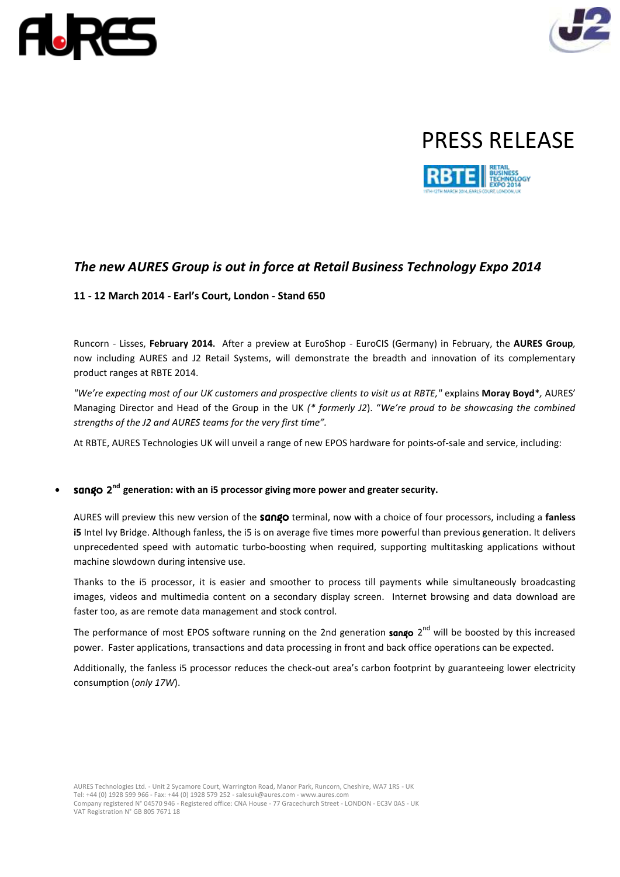# PRESS RELEASE

## *The new AURES Group is out in force at Retail Business Technology Expo 2014*

**11 - 12 March 2014 - Earl's Court, London - Stand 650**

Runcorn - Lisses, **February 2014.** After a preview at EuroShop - EuroCIS (Germany) in February, the **AURES Group***,* now including AURES and J2 Retail Systems, will demonstrate the breadth and innovation of its complementary product ranges at RBTE 2014.

*"We're expecting most of our UK customers and prospective clients to visit us at RBTE,"* explains **Moray Boyd***, AURES' Managing Director and Head of the Group in the UK *(* formerly J2)*. "*We're proud to be showcasing the combined strengths of the J2 and AURES teams for the very first time".*

At RBTE, AURES Technologies UK will unveil a range of new EPOS hardware for points-of-sale and service, including:

- **sango 2nd generation: with an i5 processor giving more power and greater security.**

  AURES will preview this new version of the **sango** terminal, now with a choice of four processors, including a **fanless i5** Intel Ivy Bridge. Although fanless, the i5 is on average five times more powerful than previous generation. It delivers unprecedented speed with automatic turbo-boosting when required, supporting multitasking applications without machine slowdown during intensive use.

  Thanks to the i5 processor, it is easier and smoother to process till payments while simultaneously broadcasting images, videos and multimedia content on a secondary display screen. Internet browsing and data download are faster too, as are remote data management and stock control.

  The performance of most EPOS software running on the 2nd generation **sango** 2nd will be boosted by this increased power. Faster applications, transactions and data processing in front and back office operations can be expected.

  Additionally, the fanless i5 processor reduces the check-out area's carbon footprint by guaranteeing lower electricity consumption (*only 17W*).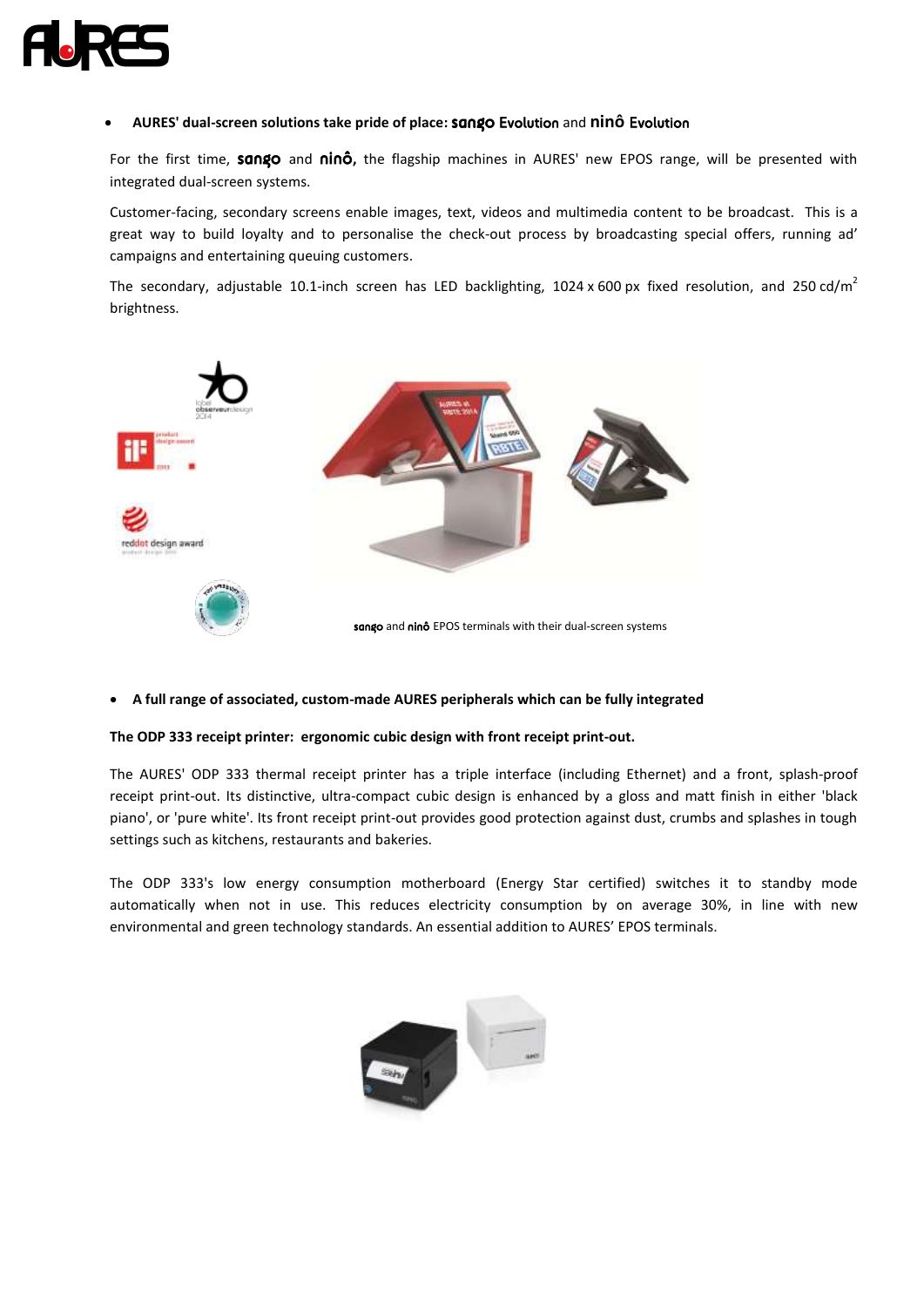- **AURES' dual-screen solutions take pride of place: sango Evolution and ninô Evolution**

For the first time, **sango** and **ninô,** the flagship machines in AURES' new EPOS range, will be presented with integrated dual-screen systems.

Customer-facing, secondary screens enable images, text, videos and multimedia content to be broadcast. This is a great way to build loyalty and to personalise the check-out process by broadcasting special offers, running ad' campaigns and entertaining queuing customers.

The secondary, adjustable 10.1-inch screen has LED backlighting, 1024 x 600 px fixed resolution, and 250 cd/m$^2$ brightness.

**sango** and **ninô** EPOS terminals with their dual-screen systems

- **A full range of associated, custom-made AURES peripherals which can be fully integrated**

**The ODP 333 receipt printer: ergonomic cubic design with front receipt print-out.**

The AURES' ODP 333 thermal receipt printer has a triple interface (including Ethernet) and a front, splash-proof receipt print-out. Its distinctive, ultra-compact cubic design is enhanced by a gloss and matt finish in either 'black piano', or 'pure white'. Its front receipt print-out provides good protection against dust, crumbs and splashes in tough settings such as kitchens, restaurants and bakeries.

The ODP 333's low energy consumption motherboard (Energy Star certified) switches it to standby mode automatically when not in use. This reduces electricity consumption by on average 30%, in line with new environmental and green technology standards. An essential addition to AURES' EPOS terminals.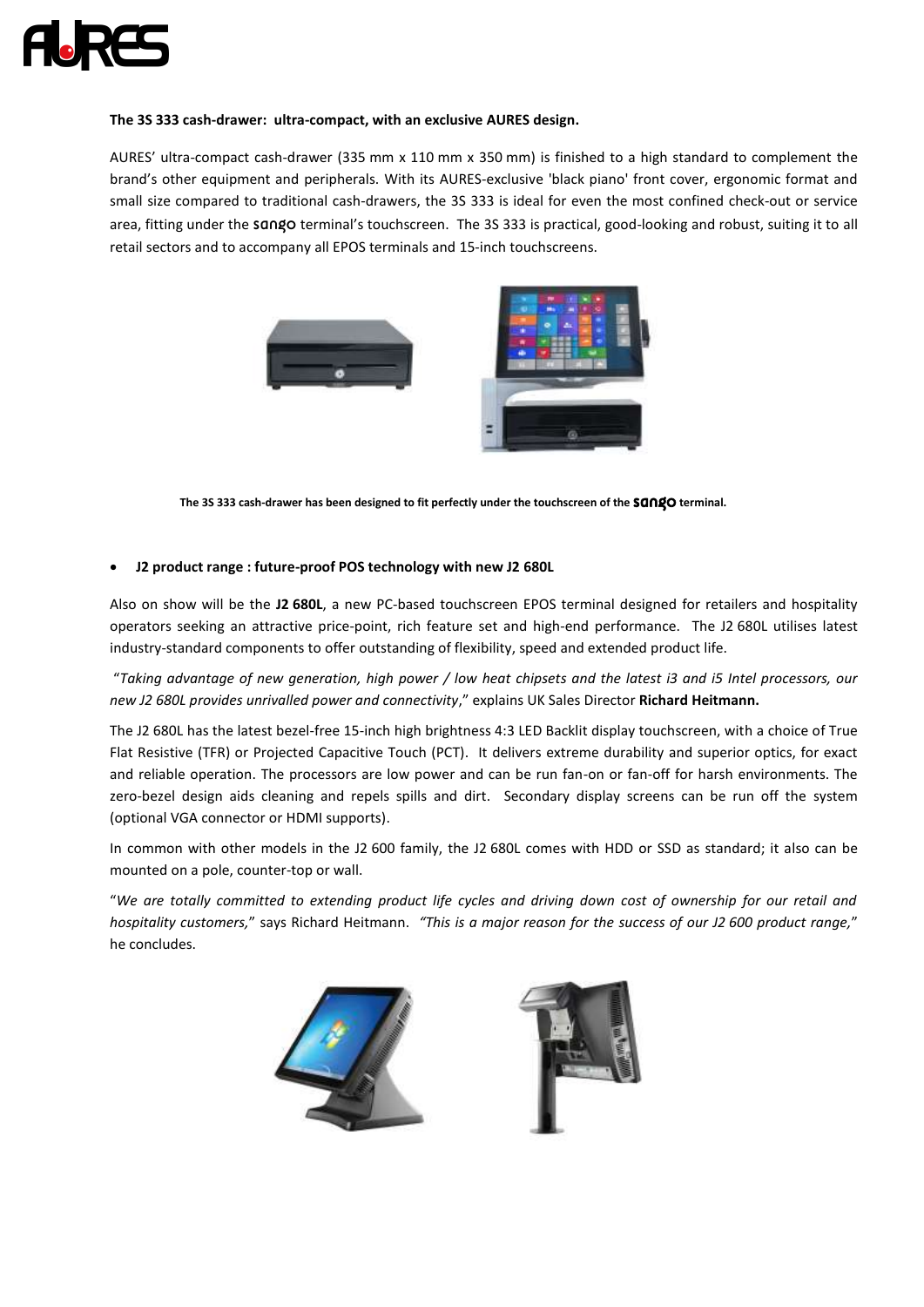**The 3S 333 cash-drawer: ultra-compact, with an exclusive AURES design.**

AURES' ultra-compact cash-drawer (335 mm x 110 mm x 350 mm) is finished to a high standard to complement the brand's other equipment and peripherals. With its AURES-exclusive 'black piano' front cover, ergonomic format and small size compared to traditional cash-drawers, the 3S 333 is ideal for even the most confined check-out or service area, fitting under the sango terminal's touchscreen. The 3S 333 is practical, good-looking and robust, suiting it to all retail sectors and to accompany all EPOS terminals and 15-inch touchscreens.

**The 3S 333 cash-drawer has been designed to fit perfectly under the touchscreen of the sango terminal.**

- **J2 product range : future-proof POS technology with new J2 680L**

Also on show will be the **J2 680L**, a new PC-based touchscreen EPOS terminal designed for retailers and hospitality operators seeking an attractive price-point, rich feature set and high-end performance. The J2 680L utilises latest industry-standard components to offer outstanding of flexibility, speed and extended product life.

"*Taking advantage of new generation, high power / low heat chipsets and the latest i3 and i5 Intel processors, our new J2 680L provides unrivalled power and connectivity*," explains UK Sales Director **Richard Heitmann.**

The J2 680L has the latest bezel-free 15-inch high brightness 4:3 LED Backlit display touchscreen, with a choice of True Flat Resistive (TFR) or Projected Capacitive Touch (PCT). It delivers extreme durability and superior optics, for exact and reliable operation. The processors are low power and can be run fan-on or fan-off for harsh environments. The zero-bezel design aids cleaning and repels spills and dirt. Secondary display screens can be run off the system (optional VGA connector or HDMI supports).

In common with other models in the J2 600 family, the J2 680L comes with HDD or SSD as standard; it also can be mounted on a pole, counter-top or wall.

"*We are totally committed to extending product life cycles and driving down cost of ownership for our retail and hospitality customers,*" says Richard Heitmann. *"This is a major reason for the success of our J2 600 product range,*" he concludes.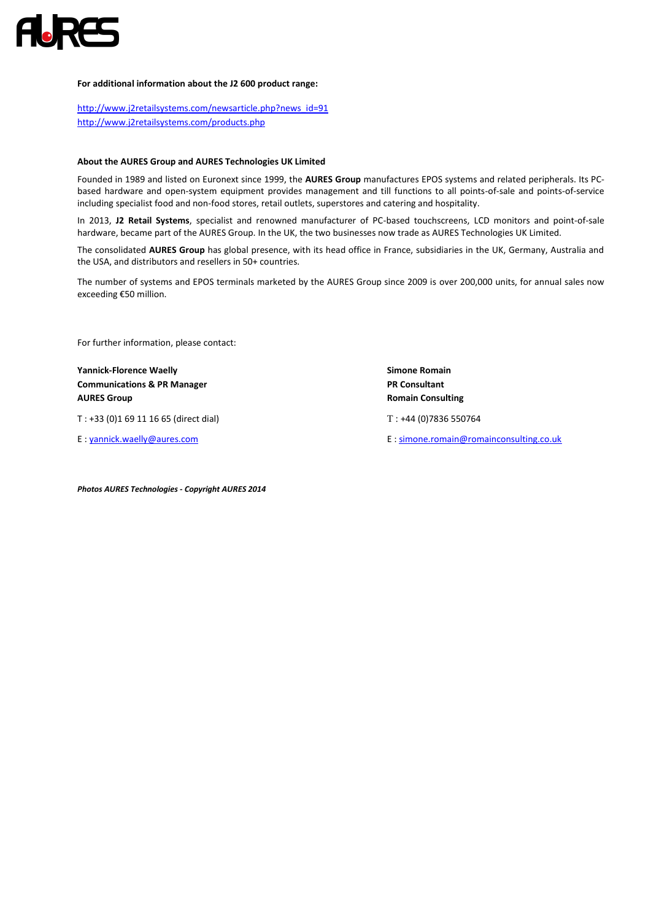**For additional information about the J2 600 product range:**

http://www.j2retailsystems.com/newsarticle.php?news_id=91
http://www.j2retailsystems.com/products.php

**About the AURES Group and AURES Technologies UK Limited**

Founded in 1989 and listed on Euronext since 1999, the **AURES Group** manufactures EPOS systems and related peripherals. Its PC-based hardware and open-system equipment provides management and till functions to all points-of-sale and points-of-service including specialist food and non-food stores, retail outlets, superstores and catering and hospitality.

In 2013, **J2 Retail Systems**, specialist and renowned manufacturer of PC-based touchscreens, LCD monitors and point-of-sale hardware, became part of the AURES Group. In the UK, the two businesses now trade as AURES Technologies UK Limited.

The consolidated **AURES Group** has global presence, with its head office in France, subsidiaries in the UK, Germany, Australia and the USA, and distributors and resellers in 50+ countries.

The number of systems and EPOS terminals marketed by the AURES Group since 2009 is over 200,000 units, for annual sales now exceeding €50 million.

For further information, please contact:

**Yannick-Florence Waelly**
**Communications & PR Manager**
**AURES Group**

T : +33 (0)1 69 11 16 65 (direct dial)

E : yannick.waelly@aures.com

**Simone Romain**
**PR Consultant**
**Romain Consulting**

T : +44 (0)7836 550764

E : simone.romain@romainconsulting.co.uk

***Photos AURES Technologies - Copyright AURES 2014***